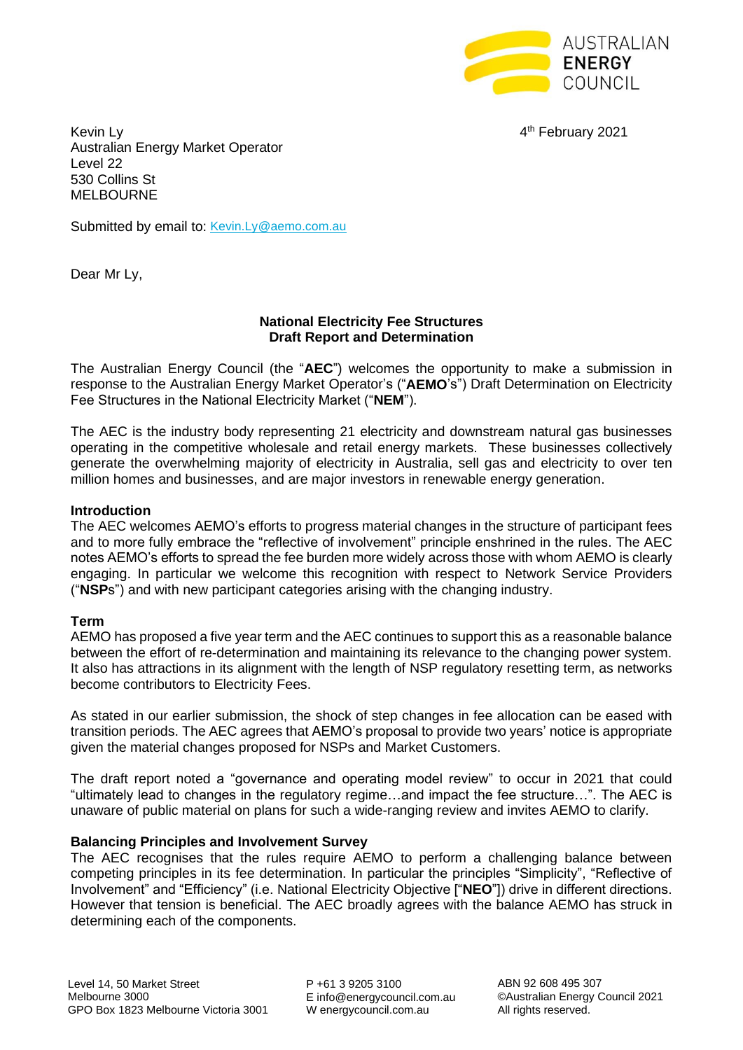AUSTRALIAN ENERGY COUNCIL

4th February 2021

Kevin Ly
Australian Energy Market Operator
Level 22
530 Collins St
MELBOURNE

Submitted by email to: Kevin.Ly@aemo.com.au

Dear Mr Ly,

**National Electricity Fee Structures**
**Draft Report and Determination**

The Australian Energy Council (the "**AEC**") welcomes the opportunity to make a submission in response to the Australian Energy Market Operator's ("**AEMO**'s") Draft Determination on Electricity Fee Structures in the National Electricity Market ("**NEM**").

The AEC is the industry body representing 21 electricity and downstream natural gas businesses operating in the competitive wholesale and retail energy markets. These businesses collectively generate the overwhelming majority of electricity in Australia, sell gas and electricity to over ten million homes and businesses, and are major investors in renewable energy generation.

**Introduction**

The AEC welcomes AEMO's efforts to progress material changes in the structure of participant fees and to more fully embrace the "reflective of involvement" principle enshrined in the rules. The AEC notes AEMO's efforts to spread the fee burden more widely across those with whom AEMO is clearly engaging. In particular we welcome this recognition with respect to Network Service Providers ("**NSP**s") and with new participant categories arising with the changing industry.

**Term**

AEMO has proposed a five year term and the AEC continues to support this as a reasonable balance between the effort of re-determination and maintaining its relevance to the changing power system. It also has attractions in its alignment with the length of NSP regulatory resetting term, as networks become contributors to Electricity Fees.

As stated in our earlier submission, the shock of step changes in fee allocation can be eased with transition periods. The AEC agrees that AEMO's proposal to provide two years' notice is appropriate given the material changes proposed for NSPs and Market Customers.

The draft report noted a "governance and operating model review" to occur in 2021 that could "ultimately lead to changes in the regulatory regime…and impact the fee structure…". The AEC is unaware of public material on plans for such a wide-ranging review and invites AEMO to clarify.

**Balancing Principles and Involvement Survey**

The AEC recognises that the rules require AEMO to perform a challenging balance between competing principles in its fee determination. In particular the principles "Simplicity", "Reflective of Involvement" and "Efficiency" (i.e. National Electricity Objective ["**NEO**"]) drive in different directions. However that tension is beneficial. The AEC broadly agrees with the balance AEMO has struck in determining each of the components.

Level 14, 50 Market Street
Melbourne 3000
GPO Box 1823 Melbourne Victoria 3001

P +61 3 9205 3100
E info@energycouncil.com.au
W energycouncil.com.au

ABN 92 608 495 307
©Australian Energy Council 2021
All rights reserved.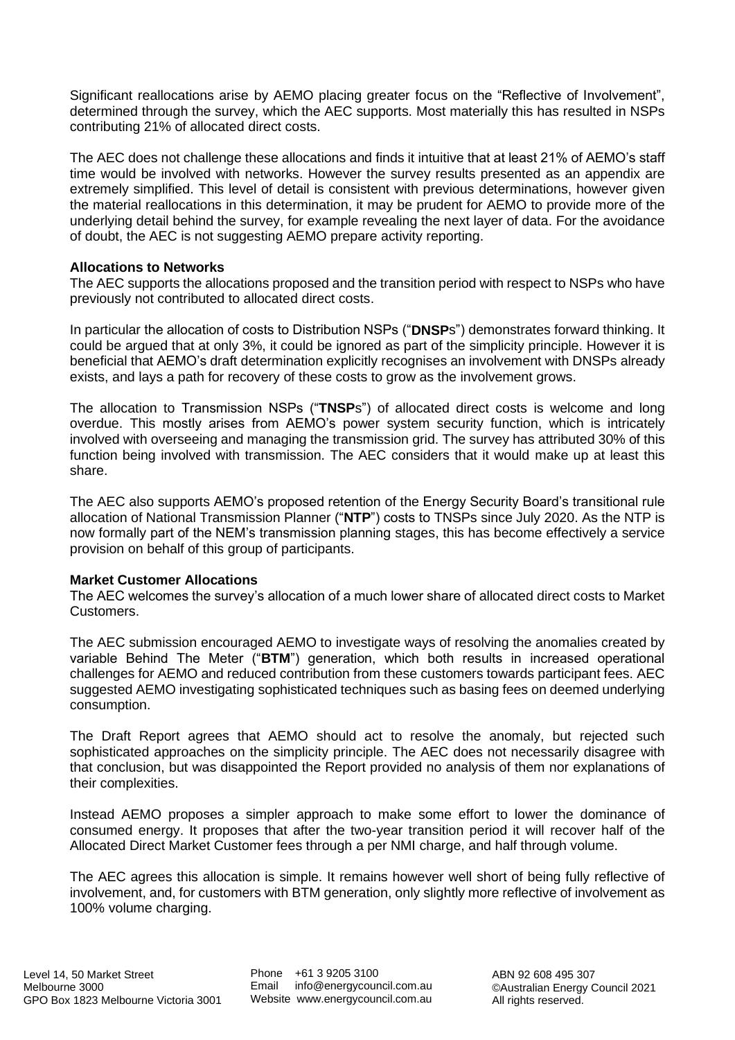Significant reallocations arise by AEMO placing greater focus on the "Reflective of Involvement", determined through the survey, which the AEC supports. Most materially this has resulted in NSPs contributing 21% of allocated direct costs.

The AEC does not challenge these allocations and finds it intuitive that at least 21% of AEMO's staff time would be involved with networks. However the survey results presented as an appendix are extremely simplified. This level of detail is consistent with previous determinations, however given the material reallocations in this determination, it may be prudent for AEMO to provide more of the underlying detail behind the survey, for example revealing the next layer of data. For the avoidance of doubt, the AEC is not suggesting AEMO prepare activity reporting.

**Allocations to Networks**

The AEC supports the allocations proposed and the transition period with respect to NSPs who have previously not contributed to allocated direct costs.

In particular the allocation of costs to Distribution NSPs ("**DNSP**s") demonstrates forward thinking. It could be argued that at only 3%, it could be ignored as part of the simplicity principle. However it is beneficial that AEMO's draft determination explicitly recognises an involvement with DNSPs already exists, and lays a path for recovery of these costs to grow as the involvement grows.

The allocation to Transmission NSPs ("**TNSP**s") of allocated direct costs is welcome and long overdue. This mostly arises from AEMO's power system security function, which is intricately involved with overseeing and managing the transmission grid. The survey has attributed 30% of this function being involved with transmission. The AEC considers that it would make up at least this share.

The AEC also supports AEMO's proposed retention of the Energy Security Board's transitional rule allocation of National Transmission Planner ("**NTP**") costs to TNSPs since July 2020. As the NTP is now formally part of the NEM's transmission planning stages, this has become effectively a service provision on behalf of this group of participants.

**Market Customer Allocations**

The AEC welcomes the survey's allocation of a much lower share of allocated direct costs to Market Customers.

The AEC submission encouraged AEMO to investigate ways of resolving the anomalies created by variable Behind The Meter ("**BTM**") generation, which both results in increased operational challenges for AEMO and reduced contribution from these customers towards participant fees. AEC suggested AEMO investigating sophisticated techniques such as basing fees on deemed underlying consumption.

The Draft Report agrees that AEMO should act to resolve the anomaly, but rejected such sophisticated approaches on the simplicity principle. The AEC does not necessarily disagree with that conclusion, but was disappointed the Report provided no analysis of them nor explanations of their complexities.

Instead AEMO proposes a simpler approach to make some effort to lower the dominance of consumed energy. It proposes that after the two-year transition period it will recover half of the Allocated Direct Market Customer fees through a per NMI charge, and half through volume.

The AEC agrees this allocation is simple. It remains however well short of being fully reflective of involvement, and, for customers with BTM generation, only slightly more reflective of involvement as 100% volume charging.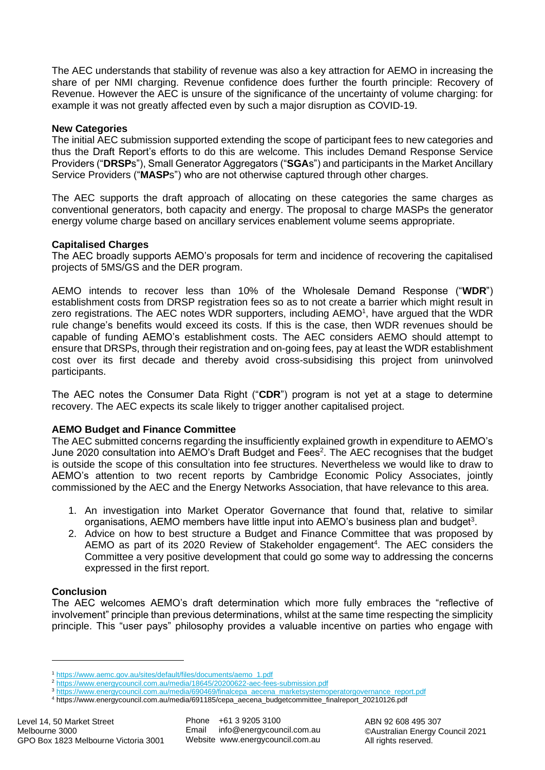The AEC understands that stability of revenue was also a key attraction for AEMO in increasing the share of per NMI charging. Revenue confidence does further the fourth principle: Recovery of Revenue. However the AEC is unsure of the significance of the uncertainty of volume charging: for example it was not greatly affected even by such a major disruption as COVID-19.

**New Categories**

The initial AEC submission supported extending the scope of participant fees to new categories and thus the Draft Report's efforts to do this are welcome. This includes Demand Response Service Providers ("**DRSP**s"), Small Generator Aggregators ("**SGA**s") and participants in the Market Ancillary Service Providers ("**MASP**s") who are not otherwise captured through other charges.

The AEC supports the draft approach of allocating on these categories the same charges as conventional generators, both capacity and energy. The proposal to charge MASPs the generator energy volume charge based on ancillary services enablement volume seems appropriate.

**Capitalised Charges**

The AEC broadly supports AEMO's proposals for term and incidence of recovering the capitalised projects of 5MS/GS and the DER program.

AEMO intends to recover less than 10% of the Wholesale Demand Response ("**WDR**") establishment costs from DRSP registration fees so as to not create a barrier which might result in zero registrations. The AEC notes WDR supporters, including AEMO[1], have argued that the WDR rule change's benefits would exceed its costs. If this is the case, then WDR revenues should be capable of funding AEMO's establishment costs. The AEC considers AEMO should attempt to ensure that DRSPs, through their registration and on-going fees, pay at least the WDR establishment cost over its first decade and thereby avoid cross-subsidising this project from uninvolved participants.

The AEC notes the Consumer Data Right ("**CDR**") program is not yet at a stage to determine recovery. The AEC expects its scale likely to trigger another capitalised project.

**AEMO Budget and Finance Committee**

The AEC submitted concerns regarding the insufficiently explained growth in expenditure to AEMO's June 2020 consultation into AEMO's Draft Budget and Fees[2]. The AEC recognises that the budget is outside the scope of this consultation into fee structures. Nevertheless we would like to draw to AEMO's attention to two recent reports by Cambridge Economic Policy Associates, jointly commissioned by the AEC and the Energy Networks Association, that have relevance to this area.

1. An investigation into Market Operator Governance that found that, relative to similar organisations, AEMO members have little input into AEMO's business plan and budget[3].
2. Advice on how to best structure a Budget and Finance Committee that was proposed by AEMO as part of its 2020 Review of Stakeholder engagement[4]. The AEC considers the Committee a very positive development that could go some way to addressing the concerns expressed in the first report.

**Conclusion**

The AEC welcomes AEMO's draft determination which more fully embraces the "reflective of involvement" principle than previous determinations, whilst at the same time respecting the simplicity principle. This "user pays" philosophy provides a valuable incentive on parties who engage with

[1] https://www.aemc.gov.au/sites/default/files/documents/aemo_1.pdf
[2] https://www.energycouncil.com.au/media/18645/20200622-aec-fees-submission.pdf
[3] https://www.energycouncil.com.au/media/690469/finalcepa_aecena_marketsystemoperatorgovernance_report.pdf
[4] https://www.energycouncil.com.au/media/691185/cepa_aecena_budgetcommittee_finalreport_20210126.pdf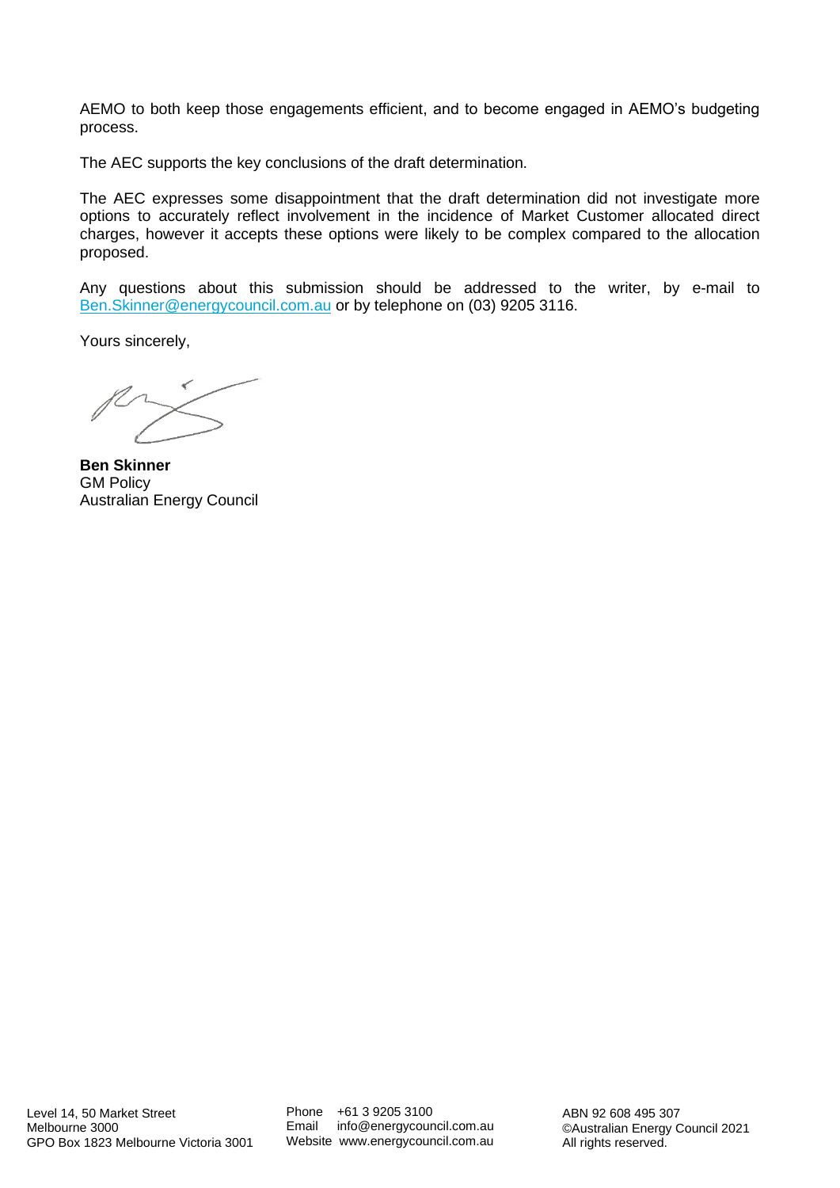AEMO to both keep those engagements efficient, and to become engaged in AEMO's budgeting process.

The AEC supports the key conclusions of the draft determination.

The AEC expresses some disappointment that the draft determination did not investigate more options to accurately reflect involvement in the incidence of Market Customer allocated direct charges, however it accepts these options were likely to be complex compared to the allocation proposed.

Any questions about this submission should be addressed to the writer, by e-mail to Ben.Skinner@energycouncil.com.au or by telephone on (03) 9205 3116.

Yours sincerely,

**Ben Skinner**
GM Policy
Australian Energy Council

Level 14, 50 Market Street
Melbourne 3000
GPO Box 1823 Melbourne Victoria 3001

Phone +61 3 9205 3100
Email info@energycouncil.com.au
Website www.energycouncil.com.au

ABN 92 608 495 307
©Australian Energy Council 2021
All rights reserved.